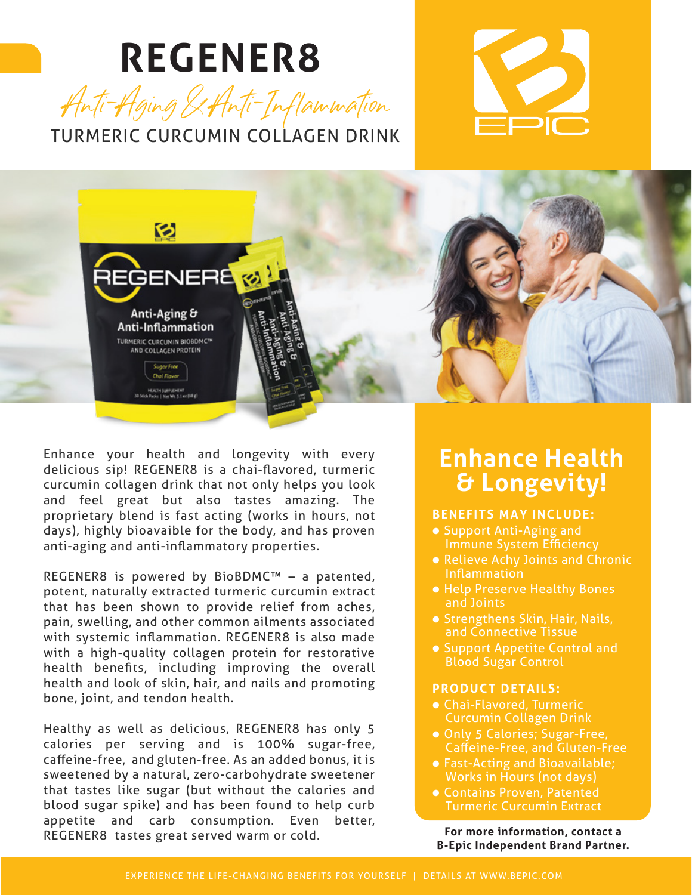# REGENER8

*Anti-Aging & Anti-Inflammation*

TURMERIC CURCUMIN COLLAGEN DRINK

B EPIC

Enhance your health and longevity with every delicious sip! REGENER8 is a chai-flavored, turmeric curcumin collagen drink that not only helps you look and feel great but also tastes amazing. The proprietary blend is fast acting (works in hours, not days), highly bioavaible for the body, and has proven anti-aging and anti-inflammatory properties.

REGENER8 is powered by BioBDMC™ – a patented, potent, naturally extracted turmeric curcumin extract that has been shown to provide relief from aches, pain, swelling, and other common ailments associated with systemic inflammation. REGENER8 is also made with a high-quality collagen protein for restorative health benefits, including improving the overall health and look of skin, hair, and nails and promoting bone, joint, and tendon health.

Healthy as well as delicious, REGENER8 has only 5 calories per serving and is 100% sugar-free, caffeine-free, and gluten-free. As an added bonus, it is sweetened by a natural, zero-carbohydrate sweetener that tastes like sugar (but without the calories and blood sugar spike) and has been found to help curb appetite and carb consumption. Even better, REGENER8 tastes great served warm or cold.

## Enhance Health & Longevity!

**BENEFITS MAY INCLUDE:**

- Support Anti-Aging and Immune System Efficiency
- Relieve Achy Joints and Chronic Inflammation
- Help Preserve Healthy Bones and Joints
- Strengthens Skin, Hair, Nails, and Connective Tissue
- Support Appetite Control and Blood Sugar Control

**PRODUCT DETAILS:**

- Chai-Flavored, Turmeric Curcumin Collagen Drink
- Only 5 Calories; Sugar-Free, Caffeine-Free, and Gluten-Free
- Fast-Acting and Bioavailable; Works in Hours (not days)
- Contains Proven, Patented Turmeric Curcumin Extract

**For more information, contact a B-Epic Independent Brand Partner.**

EXPERIENCE THE LIFE-CHANGING BENEFITS FOR YOURSELF | DETAILS AT WWW.BEPIC.COM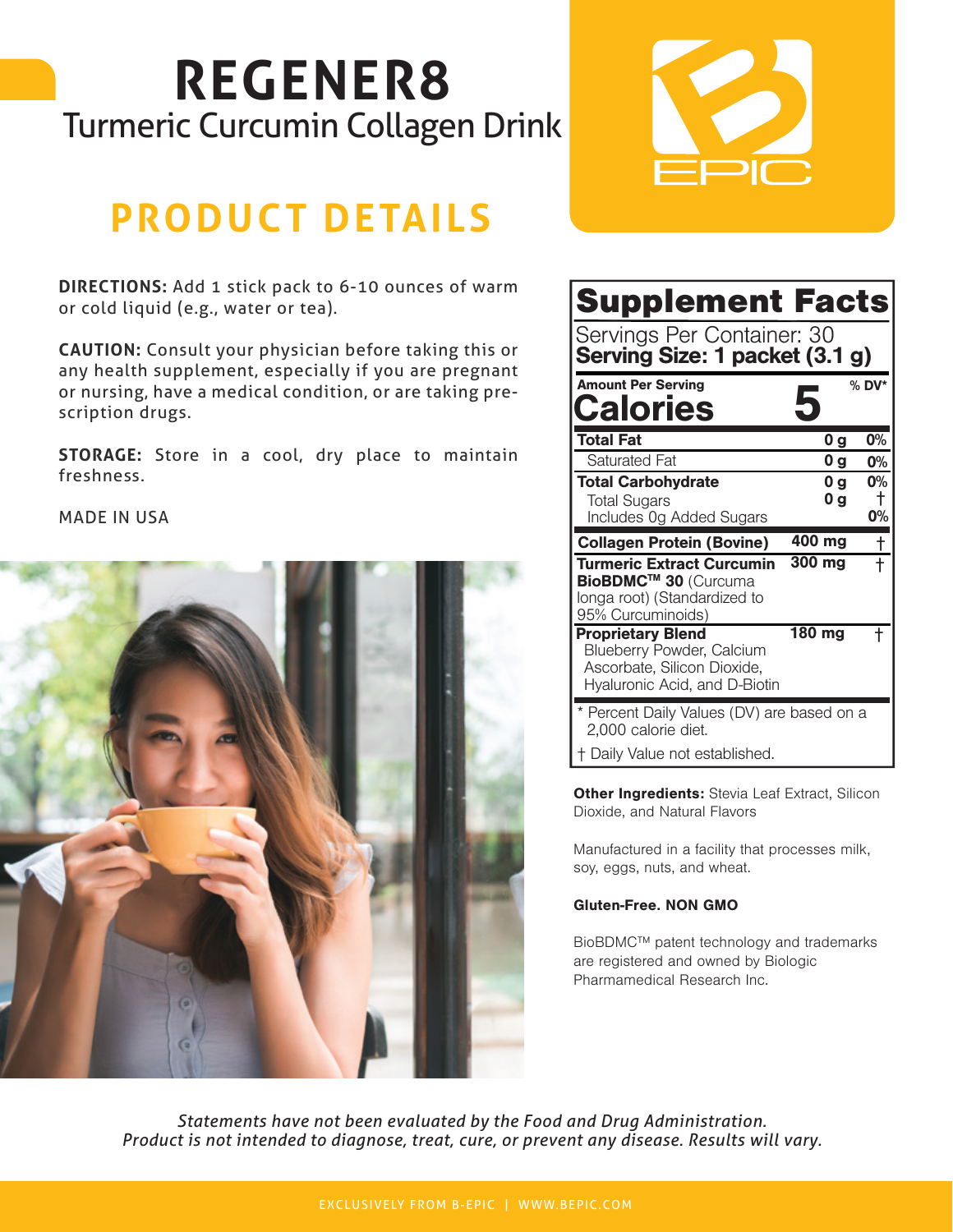# REGENER8

## Turmeric Curcumin Collagen Drink

## PRODUCT DETAILS

**DIRECTIONS:** Add 1 stick pack to 6-10 ounces of warm or cold liquid (e.g., water or tea).

**CAUTION:** Consult your physician before taking this or any health supplement, especially if you are pregnant or nursing, have a medical condition, or are taking prescription drugs.

**STORAGE:** Store in a cool, dry place to maintain freshness.

MADE IN USA

### Supplement Facts

Servings Per Container: 30
**Serving Size: 1 packet (3.1 g)**

| Amount Per Serving | | % DV* |
|---|---|---|
| **Calories** | **5** | |
| **Total Fat** | 0 g | 0% |
| Saturated Fat | 0 g | 0% |
| **Total Carbohydrate** | 0 g | 0% |
| Total Sugars | 0 g | † |
| Includes 0g Added Sugars | | 0% |
| **Collagen Protein (Bovine)** | 400 mg | † |
| **Turmeric Extract Curcumin BioBDMC™ 30** (Curcuma longa root) (Standardized to 95% Curcuminoids) | 300 mg | † |
| **Proprietary Blend** Blueberry Powder, Calcium Ascorbate, Silicon Dioxide, Hyaluronic Acid, and D-Biotin | 180 mg | † |

* Percent Daily Values (DV) are based on a 2,000 calorie diet.

† Daily Value not established.

**Other Ingredients:** Stevia Leaf Extract, Silicon Dioxide, and Natural Flavors

Manufactured in a facility that processes milk, soy, eggs, nuts, and wheat.

**Gluten-Free. NON GMO**

BioBDMC™ patent technology and trademarks are registered and owned by Biologic Pharmamedical Research Inc.

*Statements have not been evaluated by the Food and Drug Administration. Product is not intended to diagnose, treat, cure, or prevent any disease. Results will vary.*

EXCLUSIVELY FROM B-EPIC | WWW.BEPIC.COM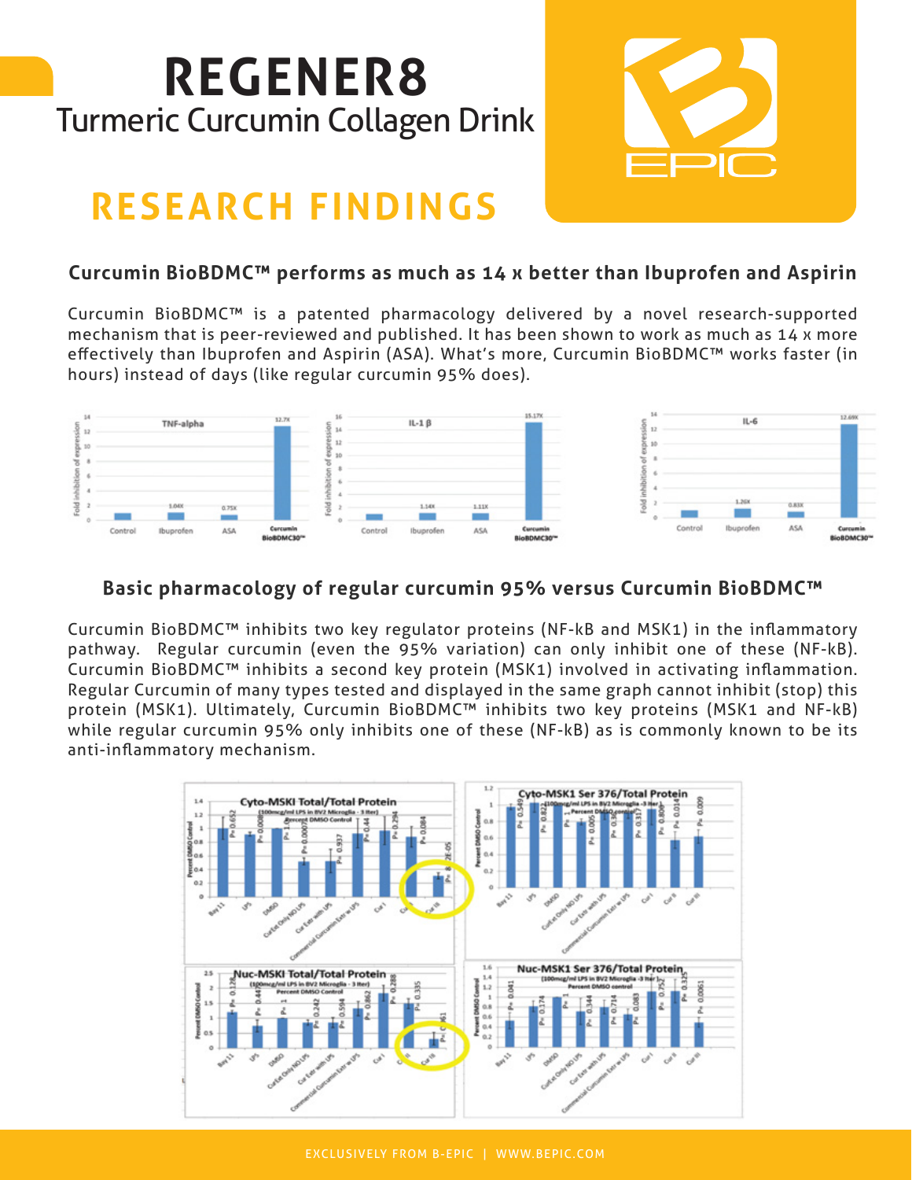# REGENER8

Turmeric Curcumin Collagen Drink

## RESEARCH FINDINGS

### Curcumin BioBDMC™ performs as much as 14 x better than Ibuprofen and Aspirin

Curcumin BioBDMC™ is a patented pharmacology delivered by a novel research-supported mechanism that is peer-reviewed and published. It has been shown to work as much as 14 x more effectively than Ibuprofen and Aspirin (ASA). What's more, Curcumin BioBDMC™ works faster (in hours) instead of days (like regular curcumin 95% does).

### Basic pharmacology of regular curcumin 95% versus Curcumin BioBDMC™

Curcumin BioBDMC™ inhibits two key regulator proteins (NF-kB and MSK1) in the inflammatory pathway. Regular curcumin (even the 95% variation) can only inhibit one of these (NF-kB). Curcumin BioBDMC™ inhibits a second key protein (MSK1) involved in activating inflammation. Regular Curcumin of many types tested and displayed in the same graph cannot inhibit (stop) this protein (MSK1). Ultimately, Curcumin BioBDMC™ inhibits two key proteins (MSK1 and NF-kB) while regular curcumin 95% only inhibits one of these (NF-kB) as is commonly known to be its anti-inflammatory mechanism.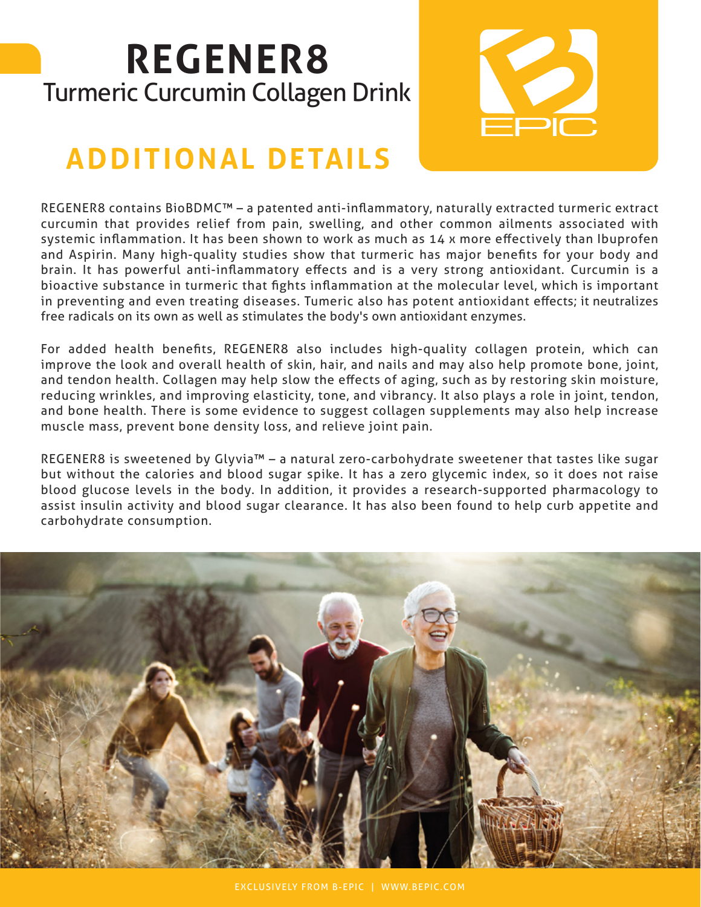# REGENER8

## Turmeric Curcumin Collagen Drink

## ADDITIONAL DETAILS

REGENER8 contains BioBDMC™ – a patented anti-inflammatory, naturally extracted turmeric extract curcumin that provides relief from pain, swelling, and other common ailments associated with systemic inflammation. It has been shown to work as much as 14 x more effectively than Ibuprofen and Aspirin. Many high-quality studies show that turmeric has major benefits for your body and brain. It has powerful anti-inflammatory effects and is a very strong antioxidant. Curcumin is a bioactive substance in turmeric that fights inflammation at the molecular level, which is important in preventing and even treating diseases. Tumeric also has potent antioxidant effects; it neutralizes free radicals on its own as well as stimulates the body's own antioxidant enzymes.

For added health benefits, REGENER8 also includes high-quality collagen protein, which can improve the look and overall health of skin, hair, and nails and may also help promote bone, joint, and tendon health. Collagen may help slow the effects of aging, such as by restoring skin moisture, reducing wrinkles, and improving elasticity, tone, and vibrancy. It also plays a role in joint, tendon, and bone health. There is some evidence to suggest collagen supplements may also help increase muscle mass, prevent bone density loss, and relieve joint pain.

REGENER8 is sweetened by Glyvia™ – a natural zero-carbohydrate sweetener that tastes like sugar but without the calories and blood sugar spike. It has a zero glycemic index, so it does not raise blood glucose levels in the body. In addition, it provides a research-supported pharmacology to assist insulin activity and blood sugar clearance. It has also been found to help curb appetite and carbohydrate consumption.

EXCLUSIVELY FROM B-EPIC | WWW.BEPIC.COM